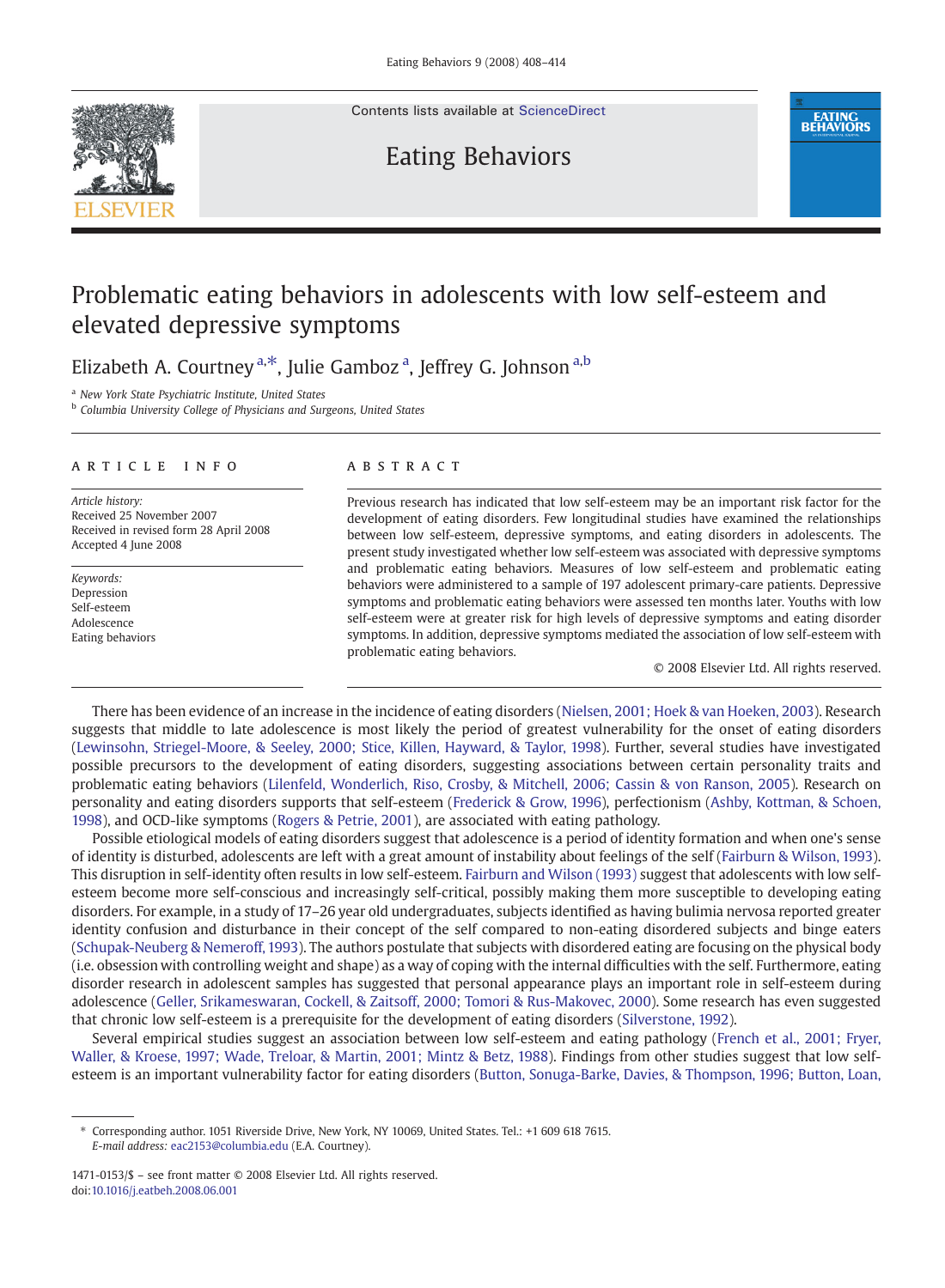# Problematic eating behaviors in adolescents with low self-esteem and elevated depressive symptoms

Elizabeth A. Courtney [a,*], Julie Gamboz [a], Jeffrey G. Johnson [a,b]

[a] New York State Psychiatric Institute, United States

[b] Columbia University College of Physicians and Surgeons, United States

## ARTICLE INFO

*Article history:*
Received 25 November 2007
Received in revised form 28 April 2008
Accepted 4 June 2008

*Keywords:*
Depression
Self-esteem
Adolescence
Eating behaviors

## ABSTRACT

Previous research has indicated that low self-esteem may be an important risk factor for the development of eating disorders. Few longitudinal studies have examined the relationships between low self-esteem, depressive symptoms, and eating disorders in adolescents. The present study investigated whether low self-esteem was associated with depressive symptoms and problematic eating behaviors. Measures of low self-esteem and problematic eating behaviors were administered to a sample of 197 adolescent primary-care patients. Depressive symptoms and problematic eating behaviors were assessed ten months later. Youths with low self-esteem were at greater risk for high levels of depressive symptoms and eating disorder symptoms. In addition, depressive symptoms mediated the association of low self-esteem with problematic eating behaviors.

© 2008 Elsevier Ltd. All rights reserved.

There has been evidence of an increase in the incidence of eating disorders (Nielsen, 2001; Hoek & van Hoeken, 2003). Research suggests that middle to late adolescence is most likely the period of greatest vulnerability for the onset of eating disorders (Lewinsohn, Striegel-Moore, & Seeley, 2000; Stice, Killen, Hayward, & Taylor, 1998). Further, several studies have investigated possible precursors to the development of eating disorders, suggesting associations between certain personality traits and problematic eating behaviors (Lilenfeld, Wonderlich, Riso, Crosby, & Mitchell, 2006; Cassin & von Ranson, 2005). Research on personality and eating disorders supports that self-esteem (Frederick & Grow, 1996), perfectionism (Ashby, Kottman, & Schoen, 1998), and OCD-like symptoms (Rogers & Petrie, 2001), are associated with eating pathology.

Possible etiological models of eating disorders suggest that adolescence is a period of identity formation and when one's sense of identity is disturbed, adolescents are left with a great amount of instability about feelings of the self (Fairburn & Wilson, 1993). This disruption in self-identity often results in low self-esteem. Fairburn and Wilson (1993) suggest that adolescents with low self-esteem become more self-conscious and increasingly self-critical, possibly making them more susceptible to developing eating disorders. For example, in a study of 17–26 year old undergraduates, subjects identified as having bulimia nervosa reported greater identity confusion and disturbance in their concept of the self compared to non-eating disordered subjects and binge eaters (Schupak-Neuberg & Nemeroff, 1993). The authors postulate that subjects with disordered eating are focusing on the physical body (i.e. obsession with controlling weight and shape) as a way of coping with the internal difficulties with the self. Furthermore, eating disorder research in adolescent samples has suggested that personal appearance plays an important role in self-esteem during adolescence (Geller, Srikameswaran, Cockell, & Zaitsoff, 2000; Tomori & Rus-Makovec, 2000). Some research has even suggested that chronic low self-esteem is a prerequisite for the development of eating disorders (Silverstone, 1992).

Several empirical studies suggest an association between low self-esteem and eating pathology (French et al., 2001; Fryer, Waller, & Kroese, 1997; Wade, Treloar, & Martin, 2001; Mintz & Betz, 1988). Findings from other studies suggest that low self-esteem is an important vulnerability factor for eating disorders (Button, Sonuga-Barke, Davies, & Thompson, 1996; Button, Loan,

* Corresponding author. 1051 Riverside Drive, New York, NY 10069, United States. Tel.: +1 609 618 7615.
*E-mail address:* eac2153@columbia.edu (E.A. Courtney).

1471-0153/$ – see front matter © 2008 Elsevier Ltd. All rights reserved.
doi:10.1016/j.eatbeh.2008.06.001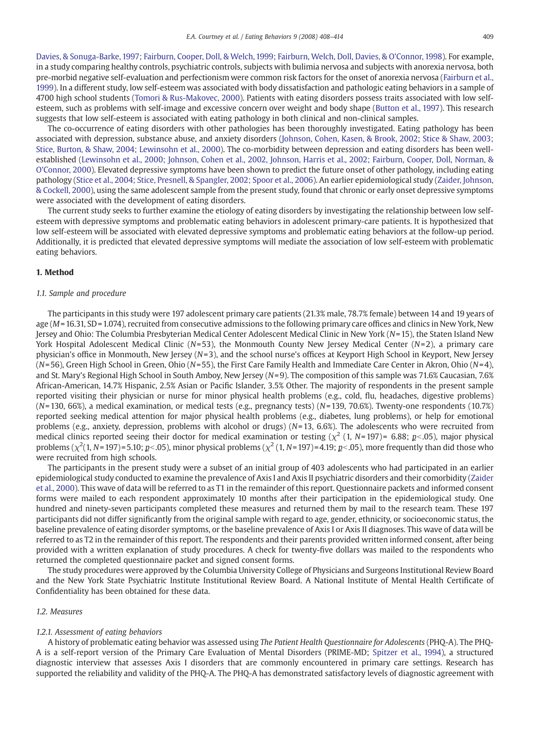Davies, & Sonuga-Barke, 1997; Fairburn, Cooper, Doll, & Welch, 1999; Fairburn, Welch, Doll, Davies, & O'Connor, 1998). For example, in a study comparing healthy controls, psychiatric controls, subjects with bulimia nervosa and subjects with anorexia nervosa, both pre-morbid negative self-evaluation and perfectionism were common risk factors for the onset of anorexia nervosa (Fairburn et al., 1999). In a different study, low self-esteem was associated with body dissatisfaction and pathologic eating behaviors in a sample of 4700 high school students (Tomori & Rus-Makovec, 2000). Patients with eating disorders possess traits associated with low self-esteem, such as problems with self-image and excessive concern over weight and body shape (Button et al., 1997). This research suggests that low self-esteem is associated with eating pathology in both clinical and non-clinical samples.

The co-occurrence of eating disorders with other pathologies has been thoroughly investigated. Eating pathology has been associated with depression, substance abuse, and anxiety disorders (Johnson, Cohen, Kasen, & Brook, 2002; Stice & Shaw, 2003; Stice, Burton, & Shaw, 2004; Lewinsohn et al., 2000). The co-morbidity between depression and eating disorders has been well-established (Lewinsohn et al., 2000; Johnson, Cohen et al., 2002, Johnson, Harris et al., 2002; Fairburn, Cooper, Doll, Norman, & O'Connor, 2000). Elevated depressive symptoms have been shown to predict the future onset of other pathology, including eating pathology (Stice et al., 2004; Stice, Presnell, & Spangler, 2002; Spoor et al., 2006). An earlier epidemiological study (Zaider, Johnson, & Cockell, 2000), using the same adolescent sample from the present study, found that chronic or early onset depressive symptoms were associated with the development of eating disorders.

The current study seeks to further examine the etiology of eating disorders by investigating the relationship between low self-esteem with depressive symptoms and problematic eating behaviors in adolescent primary-care patients. It is hypothesized that low self-esteem will be associated with elevated depressive symptoms and problematic eating behaviors at the follow-up period. Additionally, it is predicted that elevated depressive symptoms will mediate the association of low self-esteem with problematic eating behaviors.

## 1. Method

### *1.1. Sample and procedure*

The participants in this study were 197 adolescent primary care patients (21.3% male, 78.7% female) between 14 and 19 years of age ($M$= 16.31, SD= 1.074), recruited from consecutive admissions to the following primary care offices and clinics in New York, New Jersey and Ohio: The Columbia Presbyterian Medical Center Adolescent Medical Clinic in New York ($N$= 15), the Staten Island New York Hospital Adolescent Medical Clinic ($N$= 53), the Monmouth County New Jersey Medical Center ($N$= 2), a primary care physician's office in Monmouth, New Jersey ($N$= 3), and the school nurse's offices at Keyport High School in Keyport, New Jersey ($N$= 56), Green High School in Green, Ohio ($N$= 55), the First Care Family Health and Immediate Care Center in Akron, Ohio ($N$= 4), and St. Mary's Regional High School in South Amboy, New Jersey ($N$= 9). The composition of this sample was 71.6% Caucasian, 7.6% African-American, 14.7% Hispanic, 2.5% Asian or Pacific Islander, 3.5% Other. The majority of respondents in the present sample reported visiting their physician or nurse for minor physical health problems (e.g., cold, flu, headaches, digestive problems) ($N$= 130, 66%), a medical examination, or medical tests (e.g., pregnancy tests) ($N$= 139, 70.6%). Twenty-one respondents (10.7%) reported seeking medical attention for major physical health problems (e.g., diabetes, lung problems), or help for emotional problems (e.g., anxiety, depression, problems with alcohol or drugs) ($N$= 13, 6.6%). The adolescents who were recruited from medical clinics reported seeing their doctor for medical examination or testing ($\chi^2$ (1, $N$= 197)= 6.88; $p$<.05), major physical problems ($\chi^2$(1, $N$= 197)= 5.10; $p$<.05), minor physical problems ($\chi^2$ (1, $N$= 197)= 4.19; $p$<.05), more frequently than did those who were recruited from high schools.

The participants in the present study were a subset of an initial group of 403 adolescents who had participated in an earlier epidemiological study conducted to examine the prevalence of Axis I and Axis II psychiatric disorders and their comorbidity (Zaider et al., 2000). This wave of data will be referred to as T1 in the remainder of this report. Questionnaire packets and informed consent forms were mailed to each respondent approximately 10 months after their participation in the epidemiological study. One hundred and ninety-seven participants completed these measures and returned them by mail to the research team. These 197 participants did not differ significantly from the original sample with regard to age, gender, ethnicity, or socioeconomic status, the baseline prevalence of eating disorder symptoms, or the baseline prevalence of Axis I or Axis II diagnoses. This wave of data will be referred to as T2 in the remainder of this report. The respondents and their parents provided written informed consent, after being provided with a written explanation of study procedures. A check for twenty-five dollars was mailed to the respondents who returned the completed questionnaire packet and signed consent forms.

The study procedures were approved by the Columbia University College of Physicians and Surgeons Institutional Review Board and the New York State Psychiatric Institute Institutional Review Board. A National Institute of Mental Health Certificate of Confidentiality has been obtained for these data.

### *1.2. Measures*

#### *1.2.1. Assessment of eating behaviors*

A history of problematic eating behavior was assessed using *The Patient Health Questionnaire for Adolescents* (PHQ-A). The PHQ-A is a self-report version of the Primary Care Evaluation of Mental Disorders (PRIME-MD; Spitzer et al., 1994), a structured diagnostic interview that assesses Axis I disorders that are commonly encountered in primary care settings. Research has supported the reliability and validity of the PHQ-A. The PHQ-A has demonstrated satisfactory levels of diagnostic agreement with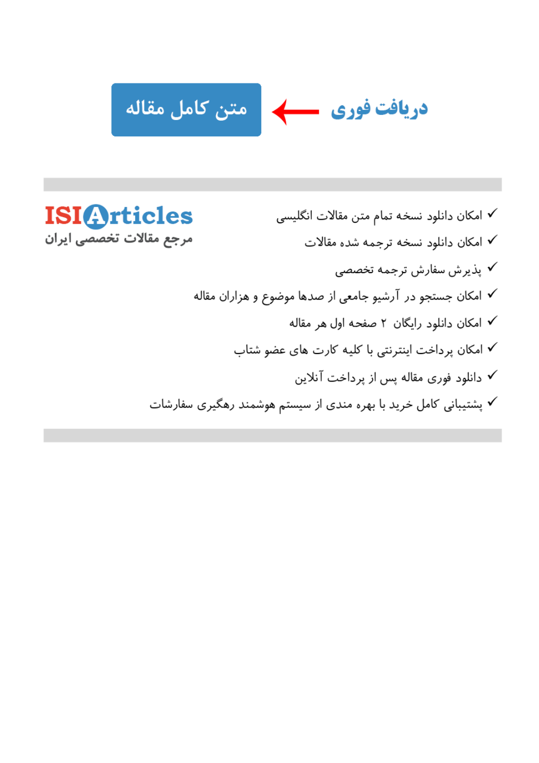دریافت فوری ← **متن کامل مقاله**

**ISIArticles**
مرجع مقالات تخصصی ایران

- ✓ امکان دانلود نسخه تمام متن مقالات انگلیسی
- ✓ امکان دانلود نسخه ترجمه شده مقالات
- ✓ پذیرش سفارش ترجمه تخصصی
- ✓ امکان جستجو در آرشیو جامعی از صدها موضوع و هزاران مقاله
- ✓ امکان دانلود رایگان ۲ صفحه اول هر مقاله
- ✓ امکان پرداخت اینترنتی با کلیه کارت های عضو شتاب
- ✓ دانلود فوری مقاله پس از پرداخت آنلاین
- ✓ پشتیبانی کامل خرید با بهره مندی از سیستم هوشمند رهگیری سفارشات